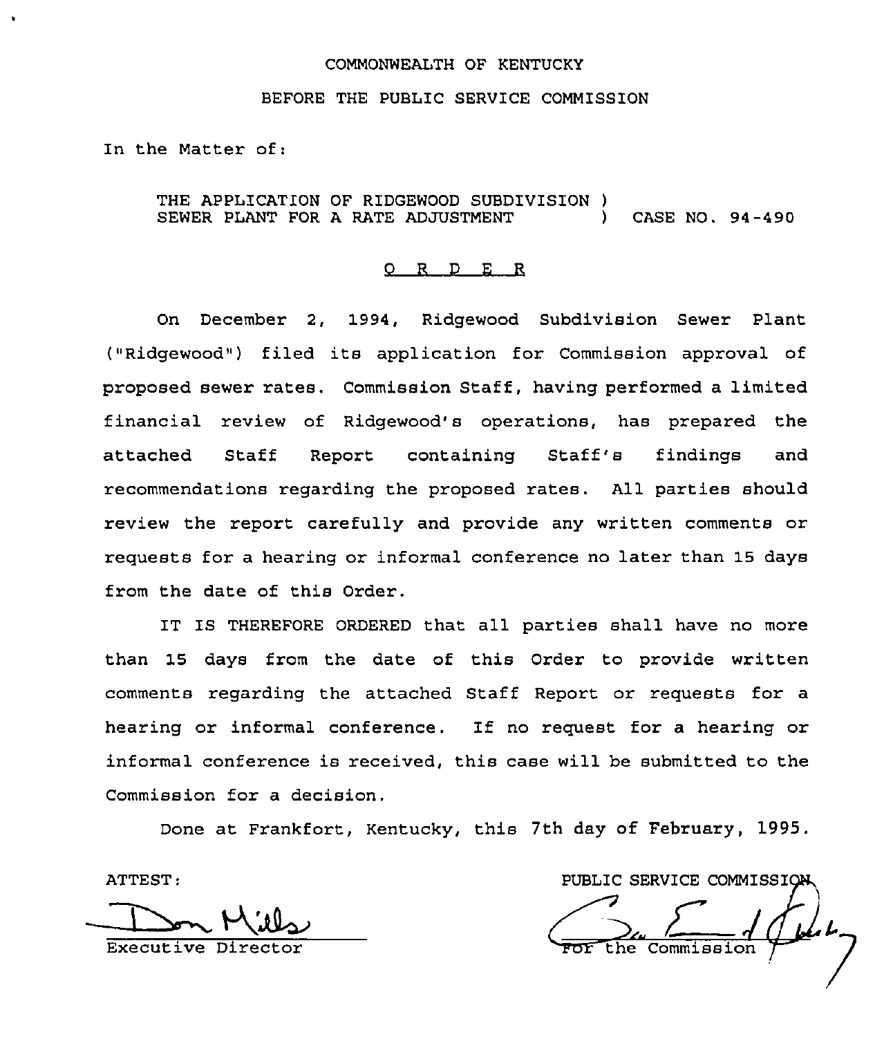COMMONWEALTH OF KENTUCKY

BEFORE THE PUBLIC SERVICE COMMISSION

In the Matter of:

THE APPLICATION OF RIDGEWOOD SUBDIVISION ) SEWER PLANT FOR A RATE ADJUSTMENT ) CASE NO. 94-490

## O R D E R

On December 2, 1994, Ridgewood Subdivision Sewer Plant ("Ridgewood") filed its application for Commission approval of proposed sewer rates. Commission Staff, having performed a limited financial review of Ridgewood's operations, has prepared the attached Staff Report containing Staff's findings and recommendations regarding the proposed rates. All parties should review the report carefully and provide any written comments or requests for a hearing or informal conference no later than 15 days from the date of this Order.

IT IS THEREFORE ORDERED that all parties shall have no more than 15 days from the date of this Order to provide written comments regarding the attached Staff Report or requests for a hearing or informal conference. If no request for a hearing or informal conference is received, this case will be submitted to the Commission for a decision.

Done at Frankfort, Kentucky, this 7th day of February, 1995.

ATTEST:

Don Mills
Executive Director

PUBLIC SERVICE COMMISSION

For the Commission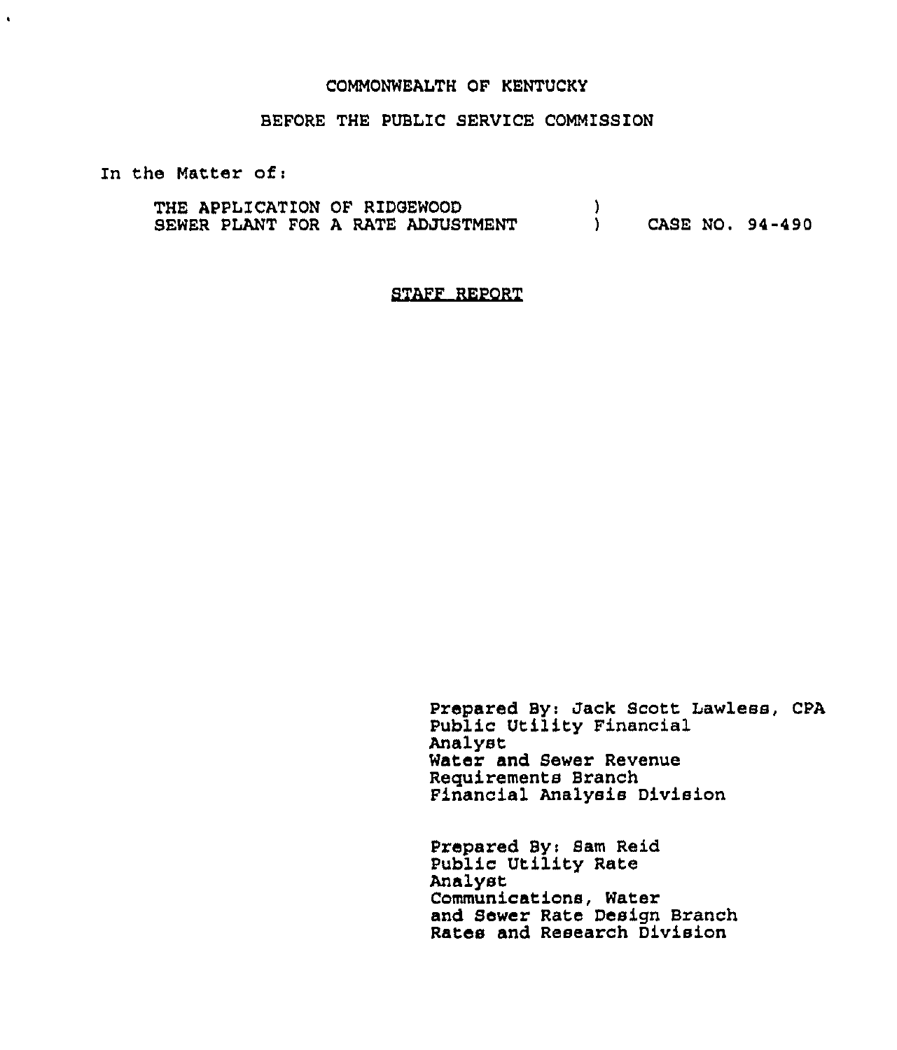COMMONWEALTH OF KENTUCKY

BEFORE THE PUBLIC SERVICE COMMISSION

In the Matter of:

THE APPLICATION OF RIDGEWOOD SEWER PLANT FOR A RATE ADJUSTMENT ) CASE NO. 94-490

STAFF REPORT

Prepared By: Jack Scott Lawless, CPA
Public Utility Financial Analyst
Water and Sewer Revenue Requirements Branch
Financial Analysis Division

Prepared By: Sam Reid
Public Utility Rate Analyst
Communications, Water and Sewer Rate Design Branch
Rates and Research Division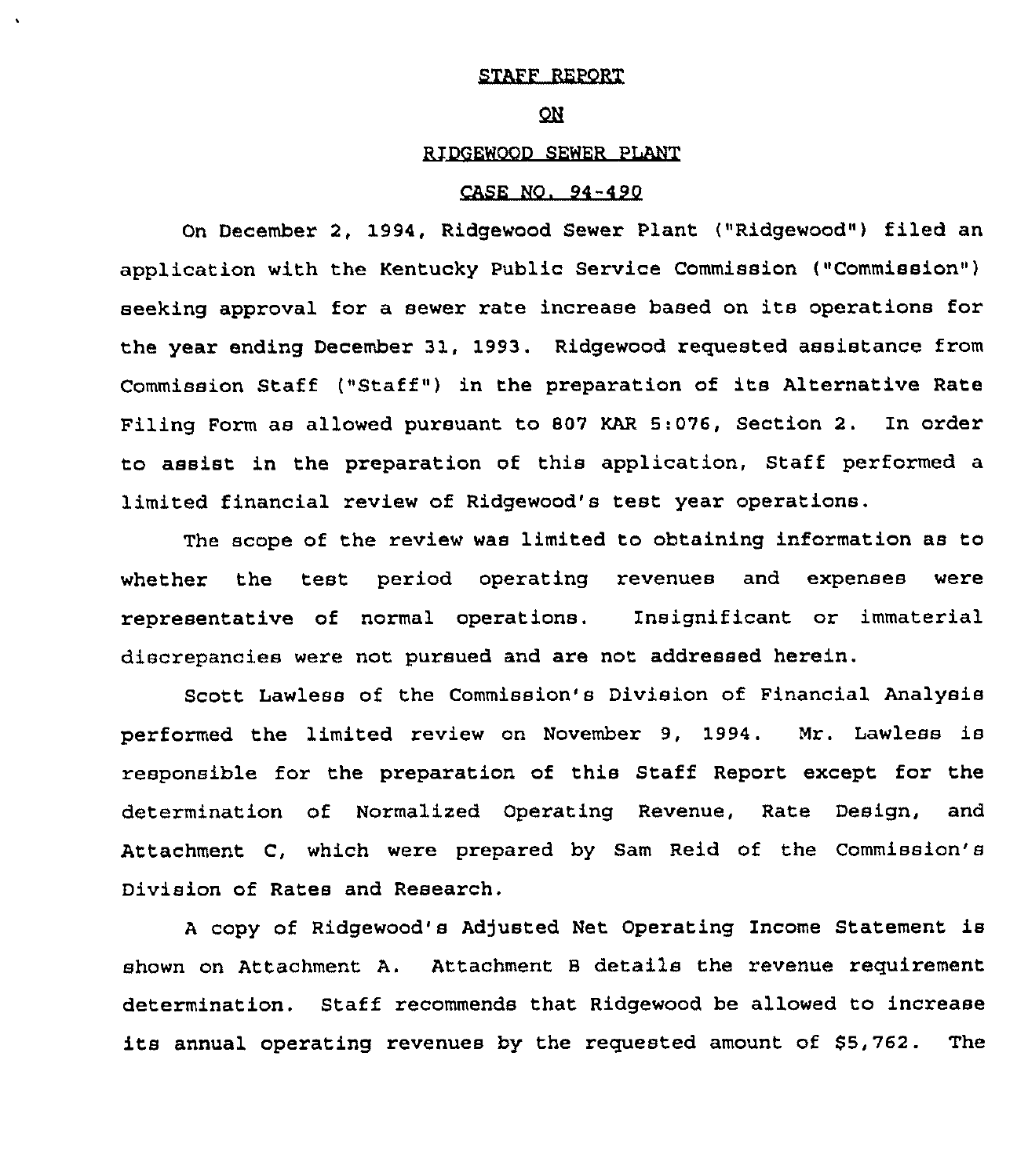STAFF REPORT

ON

RIDGEWOOD SEWER PLANT

CASE NO. 94-490

On December 2, 1994, Ridgewood Sewer Plant ("Ridgewood") filed an application with the Kentucky Public Service Commission ("Commission") seeking approval for a sewer rate increase based on its operations for the year ending December 31, 1993. Ridgewood requested assistance from Commission Staff ("Staff") in the preparation of its Alternative Rate Filing Form as allowed pursuant to 807 KAR 5:076, Section 2. In order to assist in the preparation of this application, Staff performed a limited financial review of Ridgewood's test year operations.

The scope of the review was limited to obtaining information as to whether the test period operating revenues and expenses were representative of normal operations. Insignificant or immaterial discrepancies were not pursued and are not addressed herein.

Scott Lawless of the Commission's Division of Financial Analysis performed the limited review on November 9, 1994. Mr. Lawless is responsible for the preparation of this Staff Report except for the determination of Normalized Operating Revenue, Rate Design, and Attachment C, which were prepared by Sam Reid of the Commission's Division of Rates and Research.

A copy of Ridgewood's Adjusted Net Operating Income Statement is shown on Attachment A. Attachment B details the revenue requirement determination. Staff recommends that Ridgewood be allowed to increase its annual operating revenues by the requested amount of $5,762. The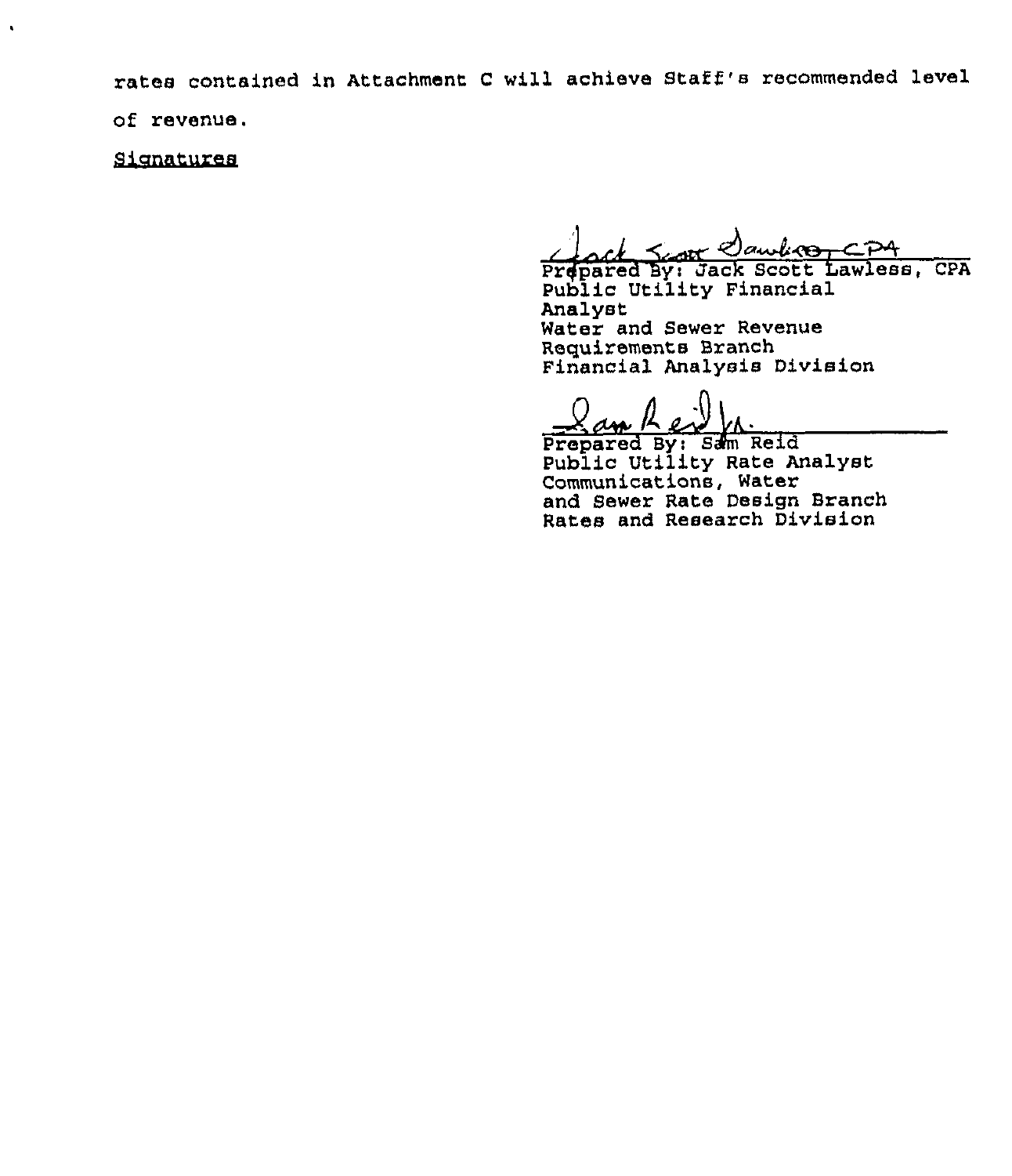rates contained in Attachment C will achieve Staff's recommended level of revenue.

Signatures

Jack Scott Lawless, CPA

Prepared By: Jack Scott Lawless, CPA
Public Utility Financial Analyst
Water and Sewer Revenue Requirements Branch
Financial Analysis Division

Sam Reid Jr.

Prepared By: Sam Reid
Public Utility Rate Analyst
Communications, Water and Sewer Rate Design Branch
Rates and Research Division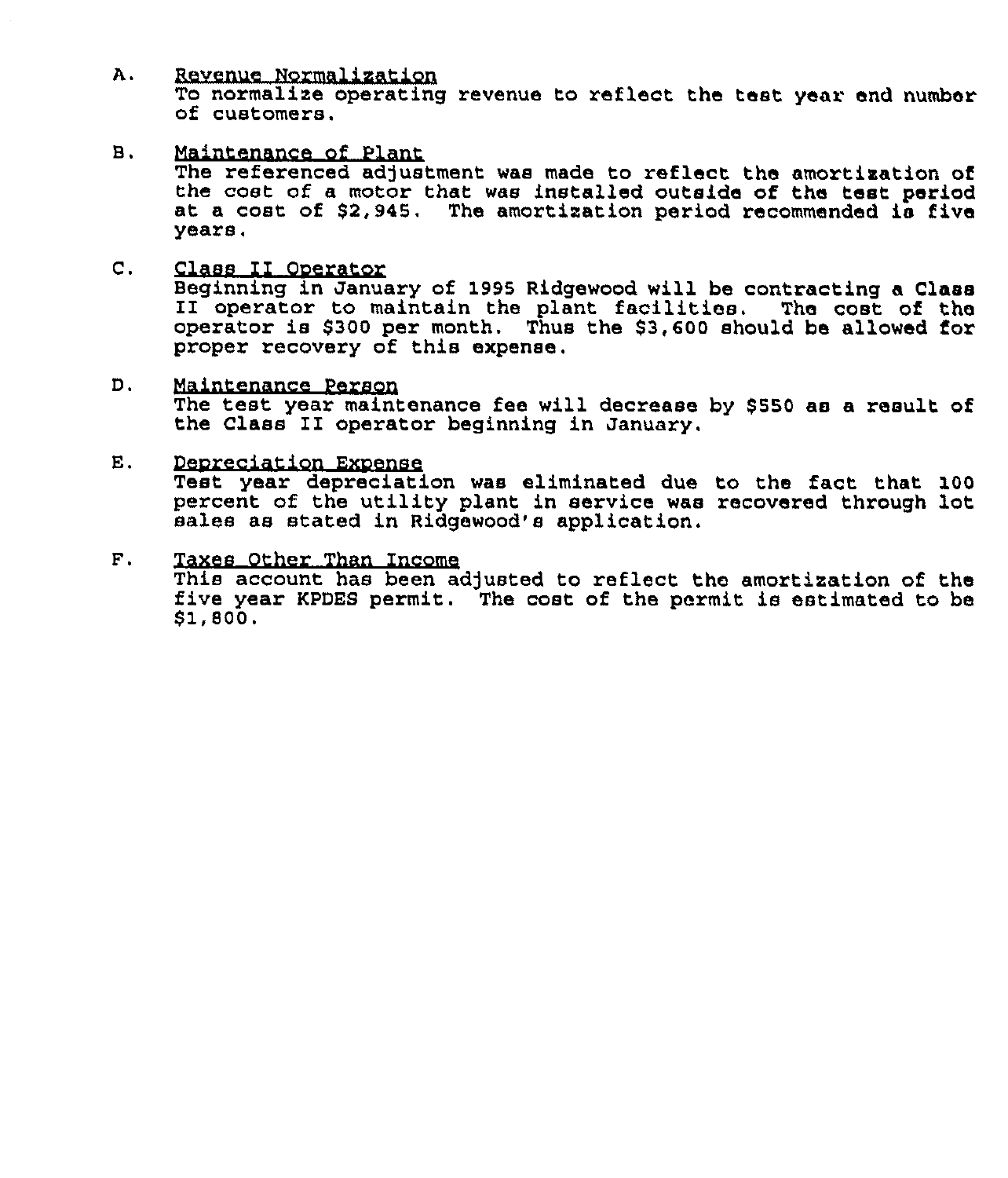A. Revenue Normalization

To normalize operating revenue to reflect the test year end number of customers.

B. Maintenance of Plant

The referenced adjustment was made to reflect the amortization of the cost of a motor that was installed outside of the test period at a cost of $2,945. The amortization period recommended is five years.

C. Class II Operator

Beginning in January of 1995 Ridgewood will be contracting a Class II operator to maintain the plant facilities. The cost of the operator is $300 per month. Thus the $3,600 should be allowed for proper recovery of this expense.

D. Maintenance Person

The test year maintenance fee will decrease by $550 as a result of the Class II operator beginning in January.

E. Depreciation Expense

Test year depreciation was eliminated due to the fact that 100 percent of the utility plant in service was recovered through lot sales as stated in Ridgewood's application.

F. Taxes Other Than Income

This account has been adjusted to reflect the amortization of the five year KPDES permit. The cost of the permit is estimated to be $1,800.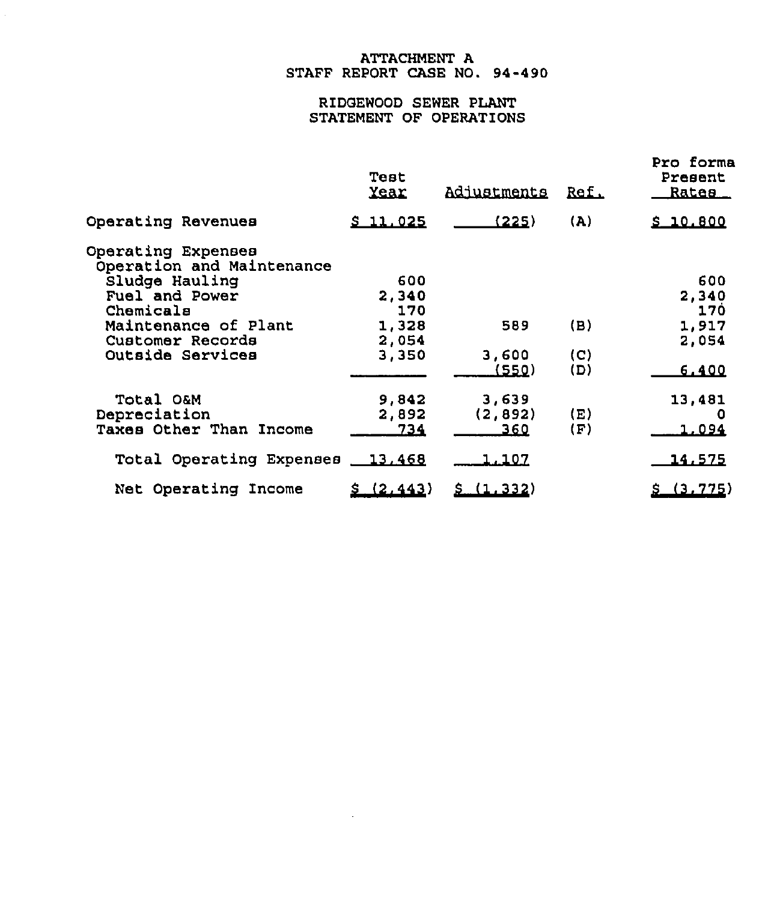ATTACHMENT A
STAFF REPORT CASE NO. 94-490

RIDGEWOOD SEWER PLANT
STATEMENT OF OPERATIONS

| | Test Year | Adjustments | Ref. | Pro forma Present Rates |
|---|---|---|---|---|
| Operating Revenues | $ 11,025 | (225) | (A) | $ 10,800 |
| Operating Expenses | | | | |
| Operation and Maintenance | | | | |
| Sludge Hauling | 600 | | | 600 |
| Fuel and Power | 2,340 | | | 2,340 |
| Chemicals | 170 | | | 170 |
| Maintenance of Plant | 1,328 | 589 | (B) | 1,917 |
| Customer Records | 2,054 | | | 2,054 |
| Outside Services | 3,350 | 3,600 | (C) | |
| | | (550) | (D) | 6,400 |
| Total O&M | 9,842 | 3,639 | | 13,481 |
| Depreciation | 2,892 | (2,892) | (E) | 0 |
| Taxes Other Than Income | 734 | 360 | (F) | 1,094 |
| Total Operating Expenses | 13,468 | 1,107 | | 14,575 |
| Net Operating Income | $ (2,443) | $ (1,332) | | $ (3,775) |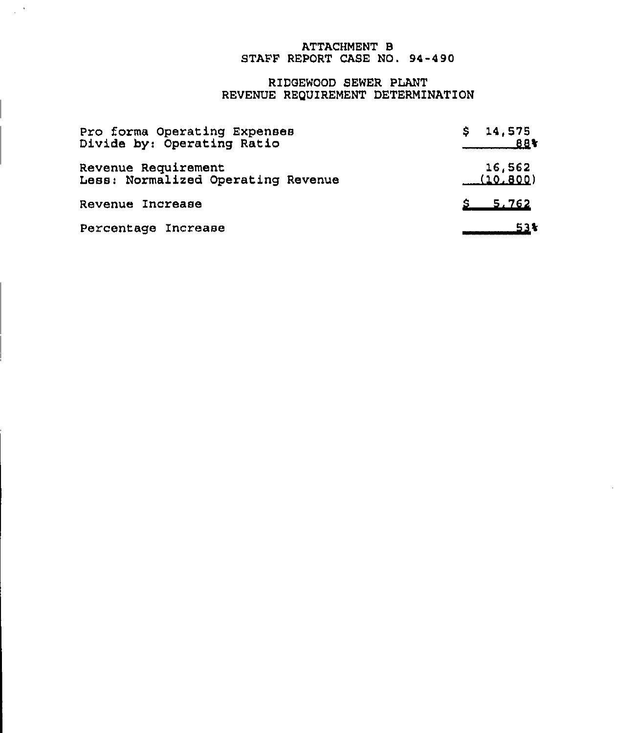ATTACHMENT B
STAFF REPORT CASE NO. 94-490

RIDGEWOOD SEWER PLANT
REVENUE REQUIREMENT DETERMINATION

| | |
|---|---|
| Pro forma Operating Expenses | $ 14,575 |
| Divide by: Operating Ratio | 88% |
| Revenue Requirement | 16,562 |
| Less: Normalized Operating Revenue | (10,800) |
| Revenue Increase | $ 5,762 |
| Percentage Increase | 53% |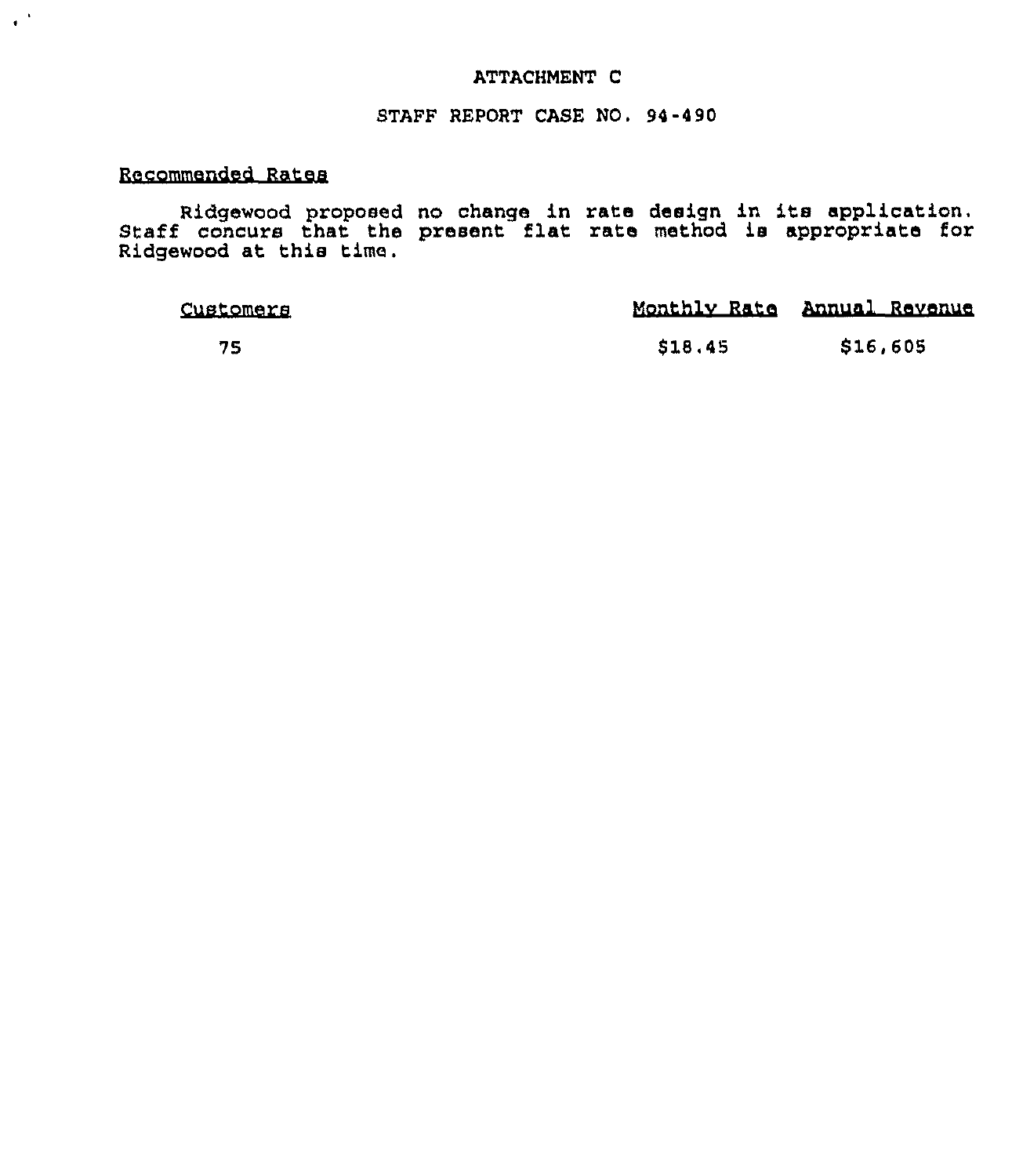ATTACHMENT C

STAFF REPORT CASE NO. 94-490

## Recommended Rates

Ridgewood proposed no change in rate design in its application. Staff concurs that the present flat rate method is appropriate for Ridgewood at this time.

| Customers | Monthly Rate | Annual Revenue |
|---|---|---|
| 75 | $18.45 | $16,605 |